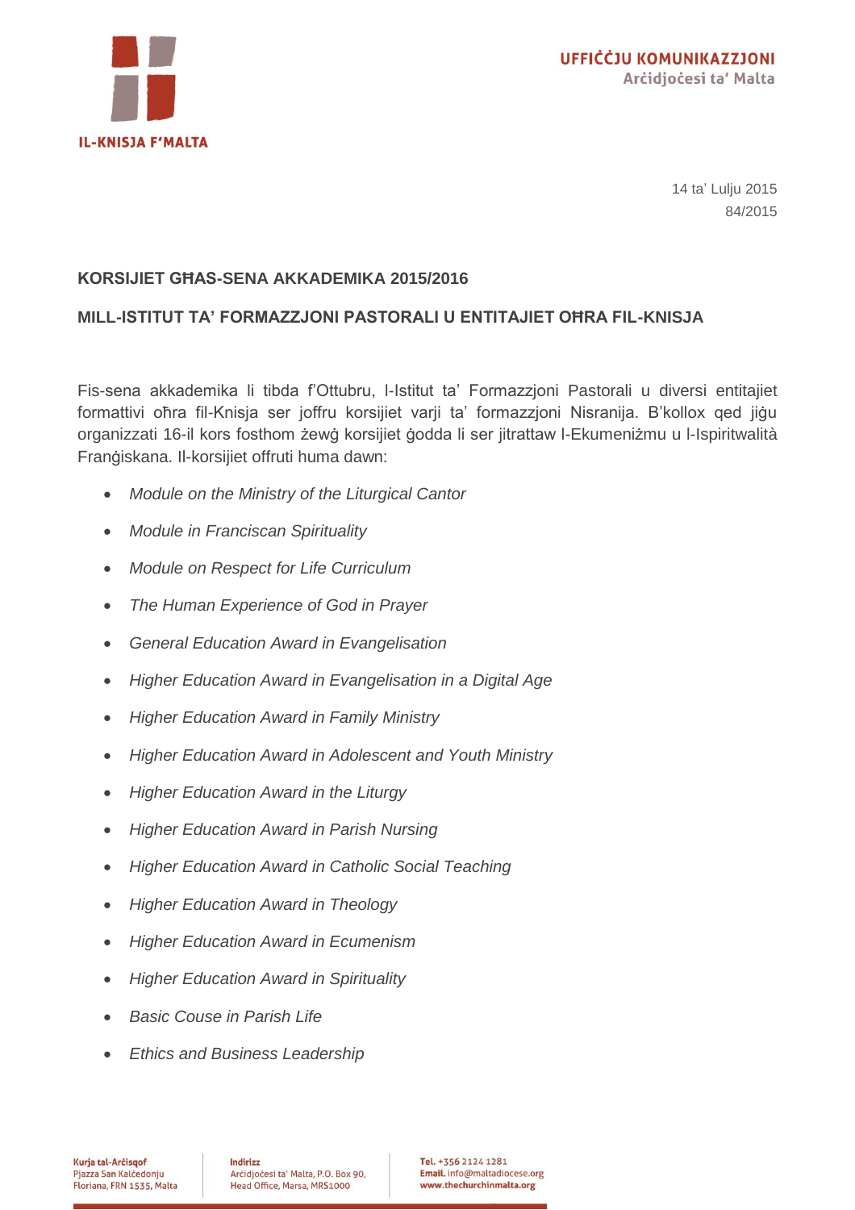IL-KNISJA F'MALTA

UFFIĊĊJU KOMUNIKAZZJONI
Arċidjoċesi ta' Malta

14 ta' Lulju 2015
84/2015

**KORSIJIET GĦAS-SENA AKKADEMIKA 2015/2016**

**MILL-ISTITUT TA' FORMAZZJONI PASTORALI U ENTITAJIET OĦRA FIL-KNISJA**

Fis-sena akkademika li tibda f'Ottubru, l-Istitut ta' Formazzjoni Pastorali u diversi entitajiet formattivi oħra fil-Knisja ser joffru korsijiet varji ta' formazzjoni Nisranija. B'kollox qed jiġu organizzati 16-il kors fosthom żewġ korsijiet ġodda li ser jitrattaw l-Ekumeniżmu u l-Ispiritwalità Franġiskana. Il-korsijiet offruti huma dawn:

- *Module on the Ministry of the Liturgical Cantor*
- *Module in Franciscan Spirituality*
- *Module on Respect for Life Curriculum*
- *The Human Experience of God in Prayer*
- *General Education Award in Evangelisation*
- *Higher Education Award in Evangelisation in a Digital Age*
- *Higher Education Award in Family Ministry*
- *Higher Education Award in Adolescent and Youth Ministry*
- *Higher Education Award in the Liturgy*
- *Higher Education Award in Parish Nursing*
- *Higher Education Award in Catholic Social Teaching*
- *Higher Education Award in Theology*
- *Higher Education Award in Ecumenism*
- *Higher Education Award in Spirituality*
- *Basic Couse in Parish Life*
- *Ethics and Business Leadership*

**Kurja tal-Arċisqof**
Pjazza San Kalċedonju
Floriana, FRN 1535, Malta

**Indirizz**
Arċidjoċesi ta' Malta, P.O. Box 90,
Head Office, Marsa, MRS1000

**Tel.** +356 2124 1281
**Email.** info@maltadiocese.org
**www.thechurchinmalta.org**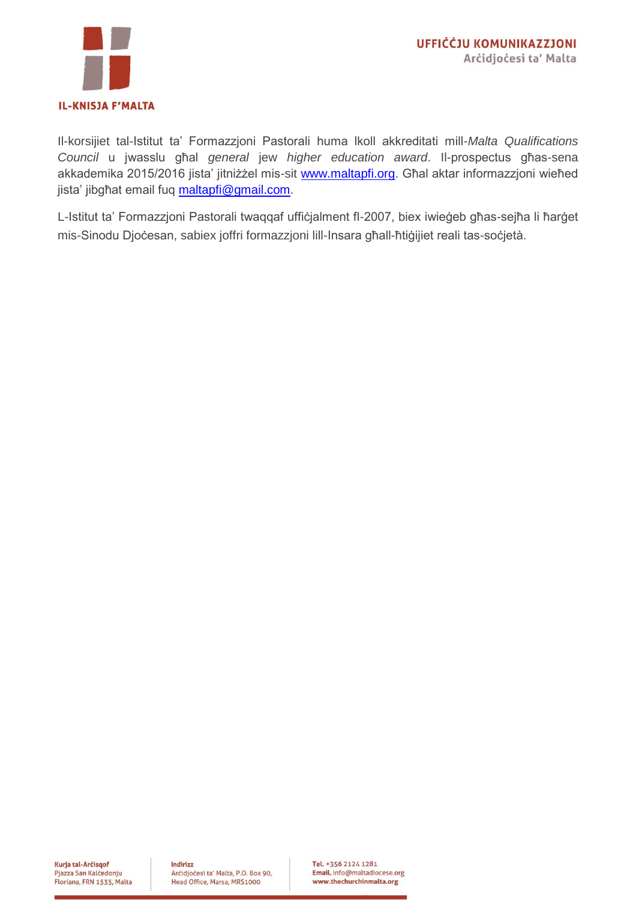Il-korsijiet tal-Istitut ta' Formazzjoni Pastorali huma lkoll akkreditati mill-*Malta Qualifications Council* u jwasslu għal *general* jew *higher education award*. Il-prospectus għas-sena akkademika 2015/2016 jista' jitniżżel mis-sit [www.maltapfi.org](http://www.maltapfi.org). Għal aktar informazzjoni wieħed jista' jibgħat email fuq [maltapfi@gmail.com](mailto:maltapfi@gmail.com).

L-Istitut ta' Formazzjoni Pastorali twaqqaf uffiċjalment fl-2007, biex iwieġeb għas-sejħa li ħarġet mis-Sinodu Djoċesan, sabiex joffri formazzjoni lill-Insara għall-ħtiġijiet reali tas-soċjetà.